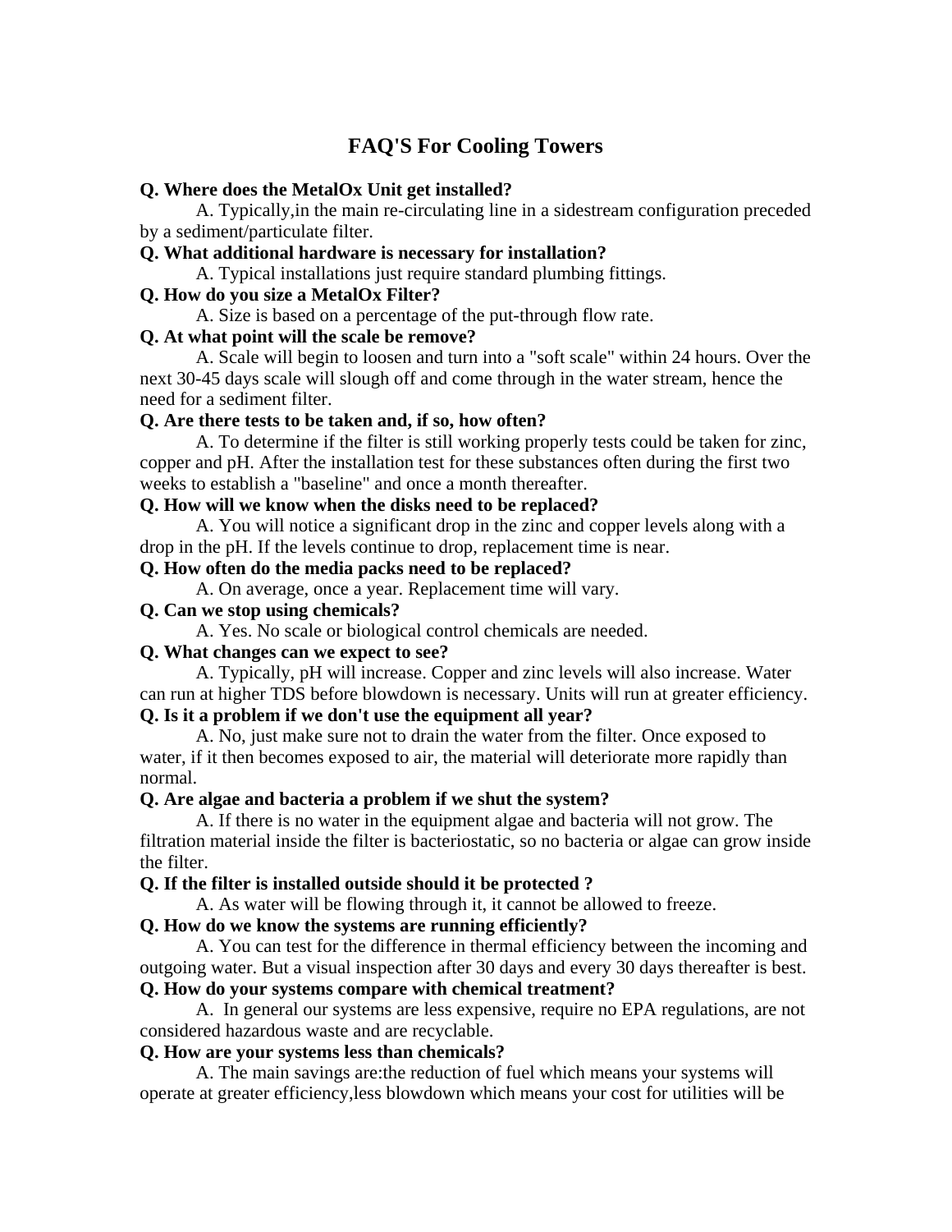# FAQ'S For Cooling Towers

**Q. Where does the MetalOx Unit get installed?**

A. Typically,in the main re-circulating line in a sidestream configuration preceded by a sediment/particulate filter.

**Q. What additional hardware is necessary for installation?**

A. Typical installations just require standard plumbing fittings.

**Q. How do you size a MetalOx Filter?**

A. Size is based on a percentage of the put-through flow rate.

**Q. At what point will the scale be remove?**

A. Scale will begin to loosen and turn into a "soft scale" within 24 hours. Over the next 30-45 days scale will slough off and come through in the water stream, hence the need for a sediment filter.

**Q. Are there tests to be taken and, if so, how often?**

A. To determine if the filter is still working properly tests could be taken for zinc, copper and pH. After the installation test for these substances often during the first two weeks to establish a "baseline" and once a month thereafter.

**Q. How will we know when the disks need to be replaced?**

A. You will notice a significant drop in the zinc and copper levels along with a drop in the pH. If the levels continue to drop, replacement time is near.

**Q. How often do the media packs need to be replaced?**

A. On average, once a year. Replacement time will vary.

**Q. Can we stop using chemicals?**

A. Yes. No scale or biological control chemicals are needed.

**Q. What changes can we expect to see?**

A. Typically, pH will increase. Copper and zinc levels will also increase. Water can run at higher TDS before blowdown is necessary. Units will run at greater efficiency.

**Q. Is it a problem if we don't use the equipment all year?**

A. No, just make sure not to drain the water from the filter. Once exposed to water, if it then becomes exposed to air, the material will deteriorate more rapidly than normal.

**Q. Are algae and bacteria a problem if we shut the system?**

A. If there is no water in the equipment algae and bacteria will not grow. The filtration material inside the filter is bacteriostatic, so no bacteria or algae can grow inside the filter.

**Q. If the filter is installed outside should it be protected ?**

A. As water will be flowing through it, it cannot be allowed to freeze.

**Q. How do we know the systems are running efficiently?**

A. You can test for the difference in thermal efficiency between the incoming and outgoing water. But a visual inspection after 30 days and every 30 days thereafter is best.

**Q. How do your systems compare with chemical treatment?**

A. In general our systems are less expensive, require no EPA regulations, are not considered hazardous waste and are recyclable.

**Q. How are your systems less than chemicals?**

A. The main savings are:the reduction of fuel which means your systems will operate at greater efficiency,less blowdown which means your cost for utilities will be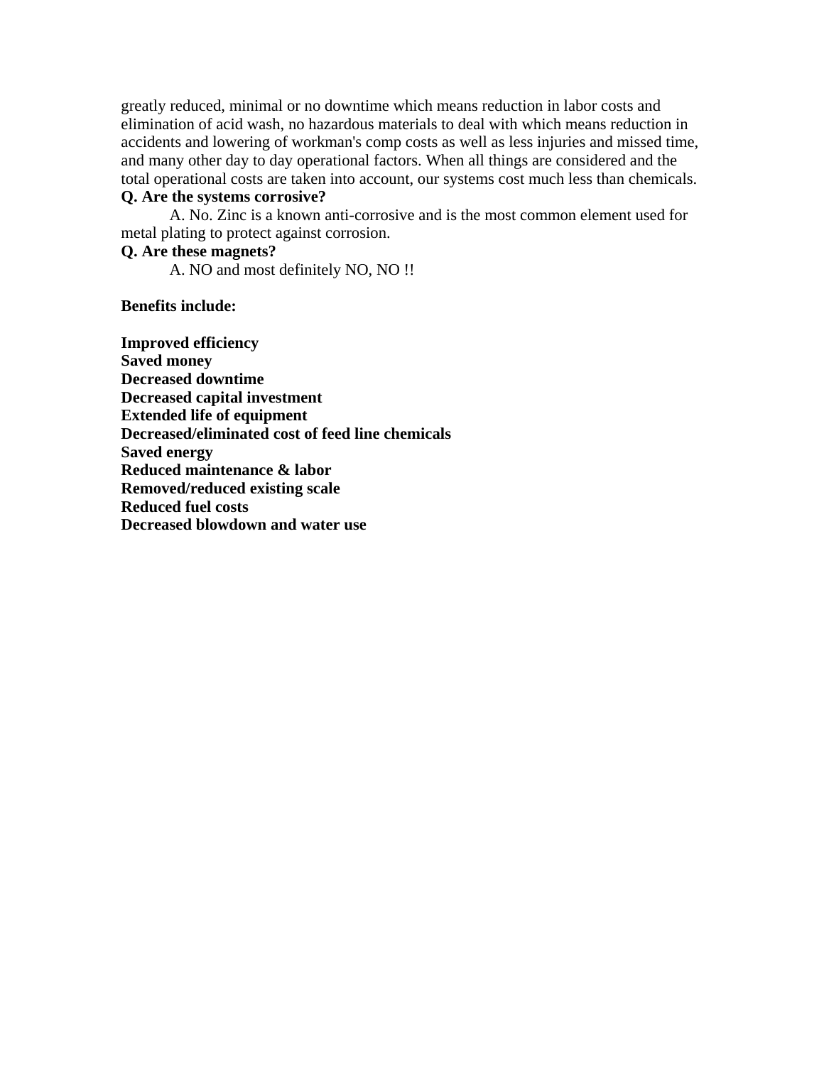greatly reduced, minimal or no downtime which means reduction in labor costs and elimination of acid wash, no hazardous materials to deal with which means reduction in accidents and lowering of workman's comp costs as well as less injuries and missed time, and many other day to day operational factors. When all things are considered and the total operational costs are taken into account, our systems cost much less than chemicals.

**Q. Are the systems corrosive?**

A. No. Zinc is a known anti-corrosive and is the most common element used for metal plating to protect against corrosion.

**Q. Are these magnets?**

A. NO and most definitely NO, NO !!

**Benefits include:**

**Improved efficiency**
**Saved money**
**Decreased downtime**
**Decreased capital investment**
**Extended life of equipment**
**Decreased/eliminated cost of feed line chemicals**
**Saved energy**
**Reduced maintenance & labor**
**Removed/reduced existing scale**
**Reduced fuel costs**
**Decreased blowdown and water use**